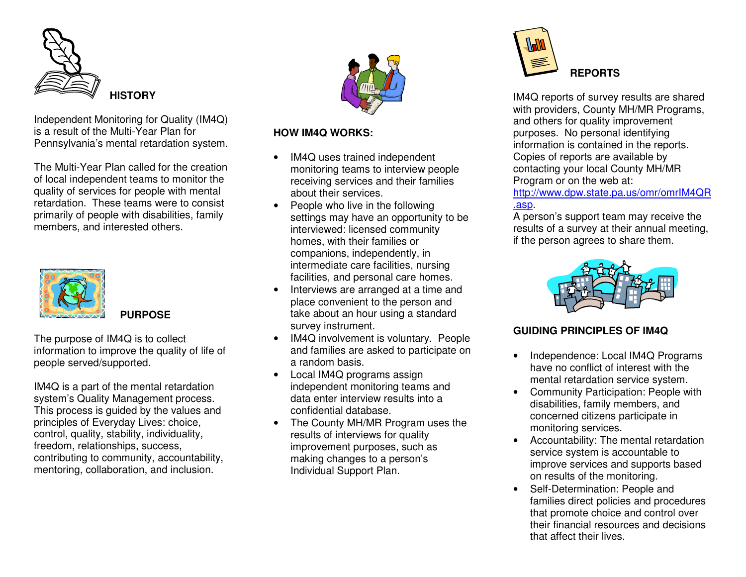## HISTORY

Independent Monitoring for Quality (IM4Q) is a result of the Multi-Year Plan for Pennsylvania's mental retardation system.

The Multi-Year Plan called for the creation of local independent teams to monitor the quality of services for people with mental retardation. These teams were to consist primarily of people with disabilities, family members, and interested others.

## PURPOSE

The purpose of IM4Q is to collect information to improve the quality of life of people served/supported.

IM4Q is a part of the mental retardation system's Quality Management process. This process is guided by the values and principles of Everyday Lives: choice, control, quality, stability, individuality, freedom, relationships, success, contributing to community, accountability, mentoring, collaboration, and inclusion.

## HOW IM4Q WORKS:

- IM4Q uses trained independent monitoring teams to interview people receiving services and their families about their services.
- People who live in the following settings may have an opportunity to be interviewed: licensed community homes, with their families or companions, independently, in intermediate care facilities, nursing facilities, and personal care homes.
- Interviews are arranged at a time and place convenient to the person and take about an hour using a standard survey instrument.
- IM4Q involvement is voluntary. People and families are asked to participate on a random basis.
- Local IM4Q programs assign independent monitoring teams and data enter interview results into a confidential database.
- The County MH/MR Program uses the results of interviews for quality improvement purposes, such as making changes to a person's Individual Support Plan.

## REPORTS

IM4Q reports of survey results are shared with providers, County MH/MR Programs, and others for quality improvement purposes. No personal identifying information is contained in the reports. Copies of reports are available by contacting your local County MH/MR Program or on the web at: http://www.dpw.state.pa.us/omr/omrIM4QR.asp.

A person's support team may receive the results of a survey at their annual meeting, if the person agrees to share them.

## GUIDING PRINCIPLES OF IM4Q

- Independence: Local IM4Q Programs have no conflict of interest with the mental retardation service system.
- Community Participation: People with disabilities, family members, and concerned citizens participate in monitoring services.
- Accountability: The mental retardation service system is accountable to improve services and supports based on results of the monitoring.
- Self-Determination: People and families direct policies and procedures that promote choice and control over their financial resources and decisions that affect their lives.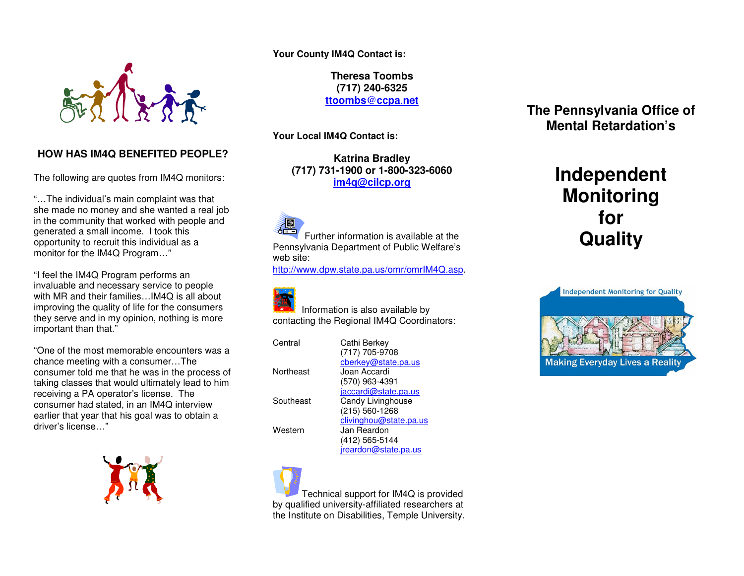## HOW HAS IM4Q BENEFITED PEOPLE?

The following are quotes from IM4Q monitors:

"…The individual's main complaint was that she made no money and she wanted a real job in the community that worked with people and generated a small income. I took this opportunity to recruit this individual as a monitor for the IM4Q Program…"

"I feel the IM4Q Program performs an invaluable and necessary service to people with MR and their families…IM4Q is all about improving the quality of life for the consumers they serve and in my opinion, nothing is more important than that."

"One of the most memorable encounters was a chance meeting with a consumer…The consumer told me that he was in the process of taking classes that would ultimately lead to him receiving a PA operator's license. The consumer had stated, in an IM4Q interview earlier that year that his goal was to obtain a driver's license…"

**Your County IM4Q Contact is:**

**Theresa Toombs**
**(717) 240-6325**
**ttoombs@ccpa.net**

**Your Local IM4Q Contact is:**

**Katrina Bradley**
**(717) 731-1900 or 1-800-323-6060**
**im4q@cilcp.org**

Further information is available at the Pennsylvania Department of Public Welfare's web site: http://www.dpw.state.pa.us/omr/omrIM4Q.asp.

Information is also available by contacting the Regional IM4Q Coordinators:

| | |
|---|---|
| Central | Cathi Berkey<br>(717) 705-9708<br>cberkey@state.pa.us |
| Northeast | Joan Accardi<br>(570) 963-4391<br>jaccardi@state.pa.us |
| Southeast | Candy Livinghouse<br>(215) 560-1268<br>clivinghou@state.pa.us |
| Western | Jan Reardon<br>(412) 565-5144<br>jreardon@state.pa.us |

Technical support for IM4Q is provided by qualified university-affiliated researchers at the Institute on Disabilities, Temple University.

## The Pennsylvania Office of Mental Retardation's

# Independent Monitoring for Quality

Independent Monitoring for Quality

Making Everyday Lives a Reality